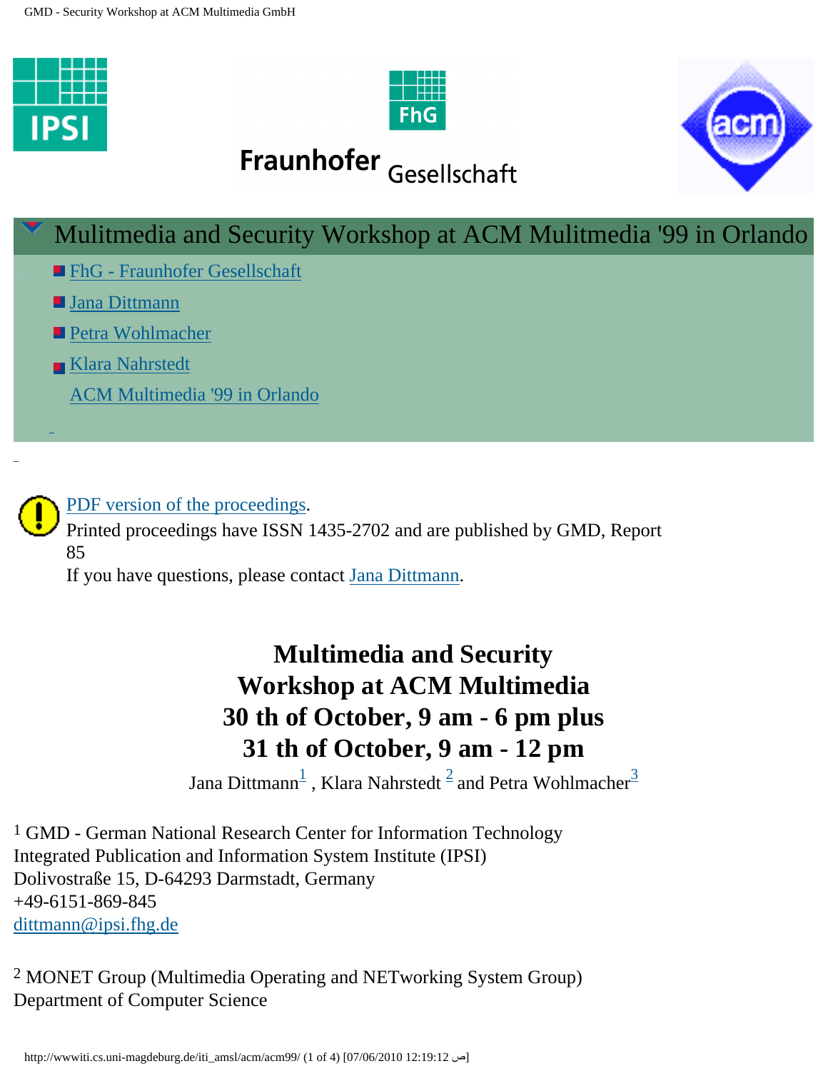## Mulitmedia and Security Workshop at ACM Mulitmedia '99 in Orlando

- FhG - Fraunhofer Gesellschaft
- Jana Dittmann
- Petra Wohlmacher
- Klara Nahrstedt

ACM Multimedia '99 in Orlando

PDF version of the proceedings.
Printed proceedings have ISSN 1435-2702 and are published by GMD, Report 85
If you have questions, please contact Jana Dittmann.

# Multimedia and Security Workshop at ACM Multimedia 30 th of October, 9 am - 6 pm plus 31 th of October, 9 am - 12 pm

Jana Dittmann[1] , Klara Nahrstedt [2] and Petra Wohlmacher[3]

[1] GMD - German National Research Center for Information Technology
Integrated Publication and Information System Institute (IPSI)
Dolivostraße 15, D-64293 Darmstadt, Germany
+49-6151-869-845
dittmann@ipsi.fhg.de

[2] MONET Group (Multimedia Operating and NETworking System Group)
Department of Computer Science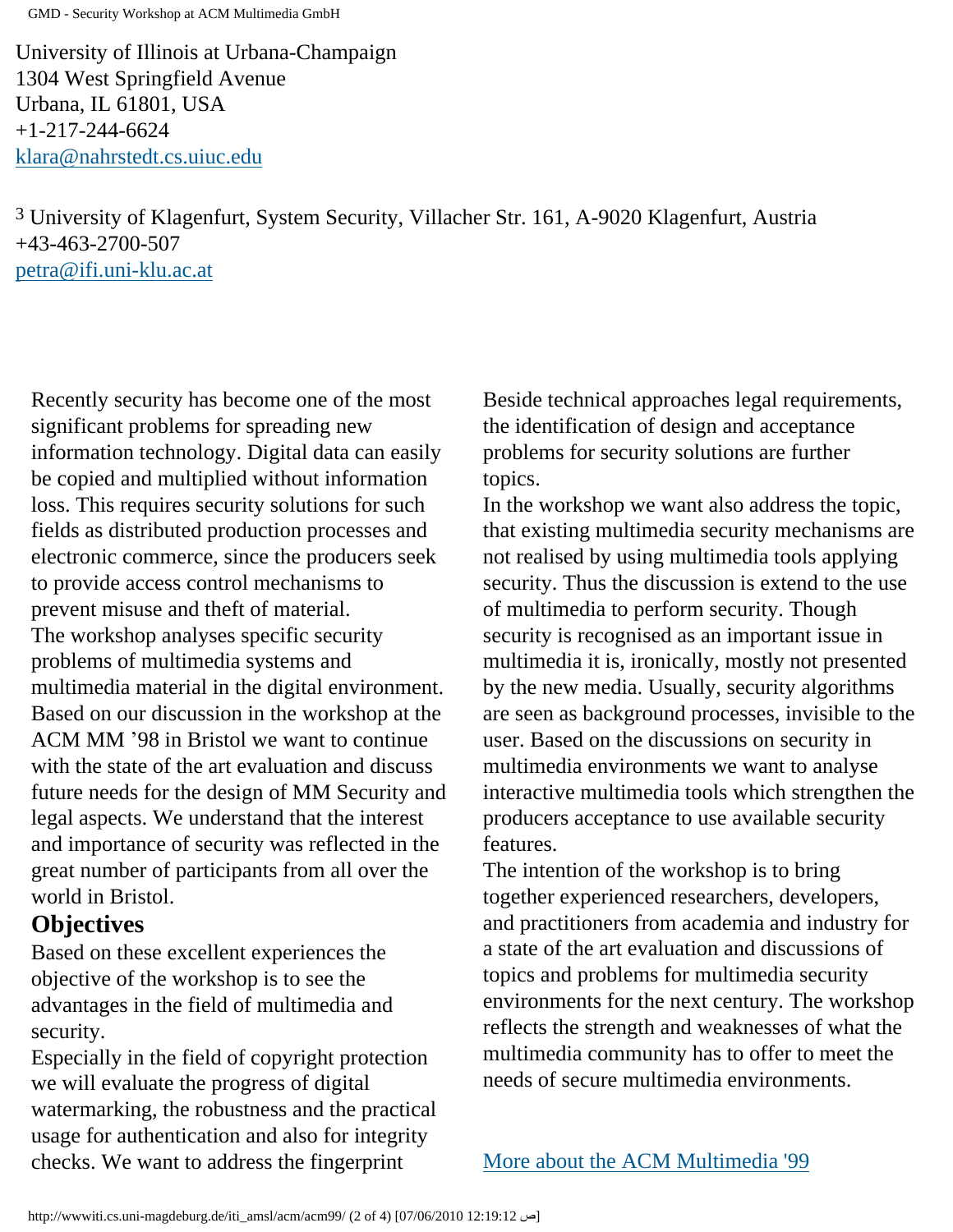University of Illinois at Urbana-Champaign
1304 West Springfield Avenue
Urbana, IL 61801, USA
+1-217-244-6624
klara@nahrstedt.cs.uiuc.edu

[3] University of Klagenfurt, System Security, Villacher Str. 161, A-9020 Klagenfurt, Austria
+43-463-2700-507
petra@ifi.uni-klu.ac.at

Recently security has become one of the most significant problems for spreading new information technology. Digital data can easily be copied and multiplied without information loss. This requires security solutions for such fields as distributed production processes and electronic commerce, since the producers seek to provide access control mechanisms to prevent misuse and theft of material.
The workshop analyses specific security problems of multimedia systems and multimedia material in the digital environment. Based on our discussion in the workshop at the ACM MM '98 in Bristol we want to continue with the state of the art evaluation and discuss future needs for the design of MM Security and legal aspects. We understand that the interest and importance of security was reflected in the great number of participants from all over the world in Bristol.

## Objectives

Based on these excellent experiences the objective of the workshop is to see the advantages in the field of multimedia and security.
Especially in the field of copyright protection we will evaluate the progress of digital watermarking, the robustness and the practical usage for authentication and also for integrity checks. We want to address the fingerprint

Beside technical approaches legal requirements, the identification of design and acceptance problems for security solutions are further topics.
In the workshop we want also address the topic, that existing multimedia security mechanisms are not realised by using multimedia tools applying security. Thus the discussion is extend to the use of multimedia to perform security. Though security is recognised as an important issue in multimedia it is, ironically, mostly not presented by the new media. Usually, security algorithms are seen as background processes, invisible to the user. Based on the discussions on security in multimedia environments we want to analyse interactive multimedia tools which strengthen the producers acceptance to use available security features.
The intention of the workshop is to bring together experienced researchers, developers, and practitioners from academia and industry for a state of the art evaluation and discussions of topics and problems for multimedia security environments for the next century. The workshop reflects the strength and weaknesses of what the multimedia community has to offer to meet the needs of secure multimedia environments.

More about the ACM Multimedia '99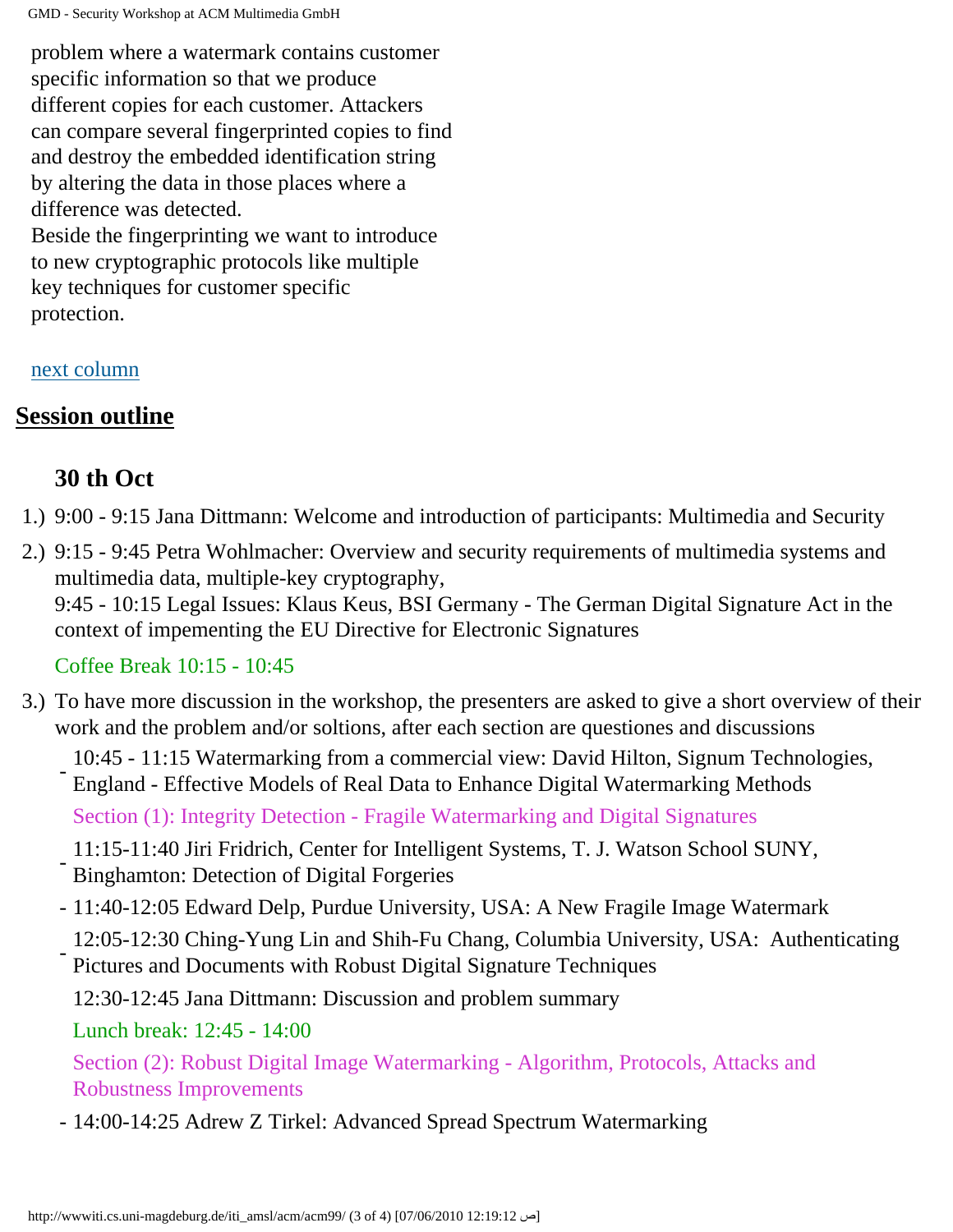problem where a watermark contains customer specific information so that we produce different copies for each customer. Attackers can compare several fingerprinted copies to find and destroy the embedded identification string by altering the data in those places where a difference was detected.
Beside the fingerprinting we want to introduce to new cryptographic protocols like multiple key techniques for customer specific protection.

next column

## Session outline

### 30 th Oct

1.) 9:00 - 9:15 Jana Dittmann: Welcome and introduction of participants: Multimedia and Security

2.) 9:15 - 9:45 Petra Wohlmacher: Overview and security requirements of multimedia systems and multimedia data, multiple-key cryptography,
9:45 - 10:15 Legal Issues: Klaus Keus, BSI Germany - The German Digital Signature Act in the context of impementing the EU Directive for Electronic Signatures

   Coffee Break 10:15 - 10:45

3.) To have more discussion in the workshop, the presenters are asked to give a short overview of their work and the problem and/or soltions, after each section are questiones and discussions

   - 10:45 - 11:15 Watermarking from a commercial view: David Hilton, Signum Technologies, England - Effective Models of Real Data to Enhance Digital Watermarking Methods

   Section (1): Integrity Detection - Fragile Watermarking and Digital Signatures

   - 11:15-11:40 Jiri Fridrich, Center for Intelligent Systems, T. J. Watson School SUNY, Binghamton: Detection of Digital Forgeries
   - 11:40-12:05 Edward Delp, Purdue University, USA: A New Fragile Image Watermark
   - 12:05-12:30 Ching-Yung Lin and Shih-Fu Chang, Columbia University, USA: Authenticating Pictures and Documents with Robust Digital Signature Techniques

   12:30-12:45 Jana Dittmann: Discussion and problem summary

   Lunch break: 12:45 - 14:00

   Section (2): Robust Digital Image Watermarking - Algorithm, Protocols, Attacks and Robustness Improvements

   - 14:00-14:25 Adrew Z Tirkel: Advanced Spread Spectrum Watermarking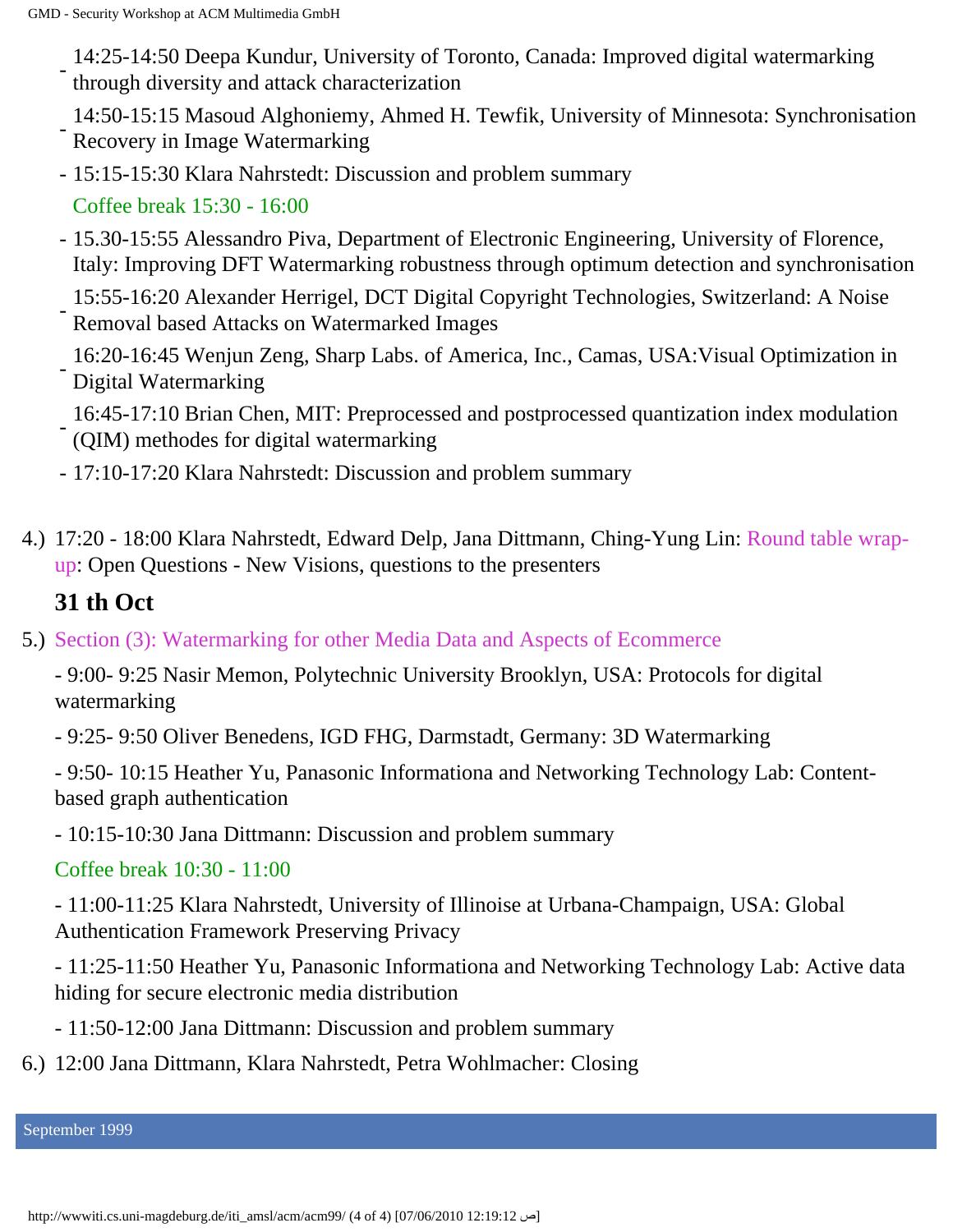- 14:25-14:50 Deepa Kundur, University of Toronto, Canada: Improved digital watermarking through diversity and attack characterization
- 14:50-15:15 Masoud Alghoniemy, Ahmed H. Tewfik, University of Minnesota: Synchronisation Recovery in Image Watermarking
- 15:15-15:30 Klara Nahrstedt: Discussion and problem summary

  Coffee break 15:30 - 16:00

- 15.30-15:55 Alessandro Piva, Department of Electronic Engineering, University of Florence, Italy: Improving DFT Watermarking robustness through optimum detection and synchronisation
- 15:55-16:20 Alexander Herrigel, DCT Digital Copyright Technologies, Switzerland: A Noise Removal based Attacks on Watermarked Images
- 16:20-16:45 Wenjun Zeng, Sharp Labs. of America, Inc., Camas, USA:Visual Optimization in Digital Watermarking
- 16:45-17:10 Brian Chen, MIT: Preprocessed and postprocessed quantization index modulation (QIM) methodes for digital watermarking
- 17:10-17:20 Klara Nahrstedt: Discussion and problem summary

4.) 17:20 - 18:00 Klara Nahrstedt, Edward Delp, Jana Dittmann, Ching-Yung Lin: Round table wrap-up: Open Questions - New Visions, questions to the presenters

**31 th Oct**

5.) Section (3): Watermarking for other Media Data and Aspects of Ecommerce

- 9:00- 9:25 Nasir Memon, Polytechnic University Brooklyn, USA: Protocols for digital watermarking

- 9:25- 9:50 Oliver Benedens, IGD FHG, Darmstadt, Germany: 3D Watermarking

- 9:50- 10:15 Heather Yu, Panasonic Informationa and Networking Technology Lab: Content-based graph authentication

- 10:15-10:30 Jana Dittmann: Discussion and problem summary

Coffee break 10:30 - 11:00

- 11:00-11:25 Klara Nahrstedt, University of Illinoise at Urbana-Champaign, USA: Global Authentication Framework Preserving Privacy

- 11:25-11:50 Heather Yu, Panasonic Informationa and Networking Technology Lab: Active data hiding for secure electronic media distribution

- 11:50-12:00 Jana Dittmann: Discussion and problem summary

6.) 12:00 Jana Dittmann, Klara Nahrstedt, Petra Wohlmacher: Closing

September 1999